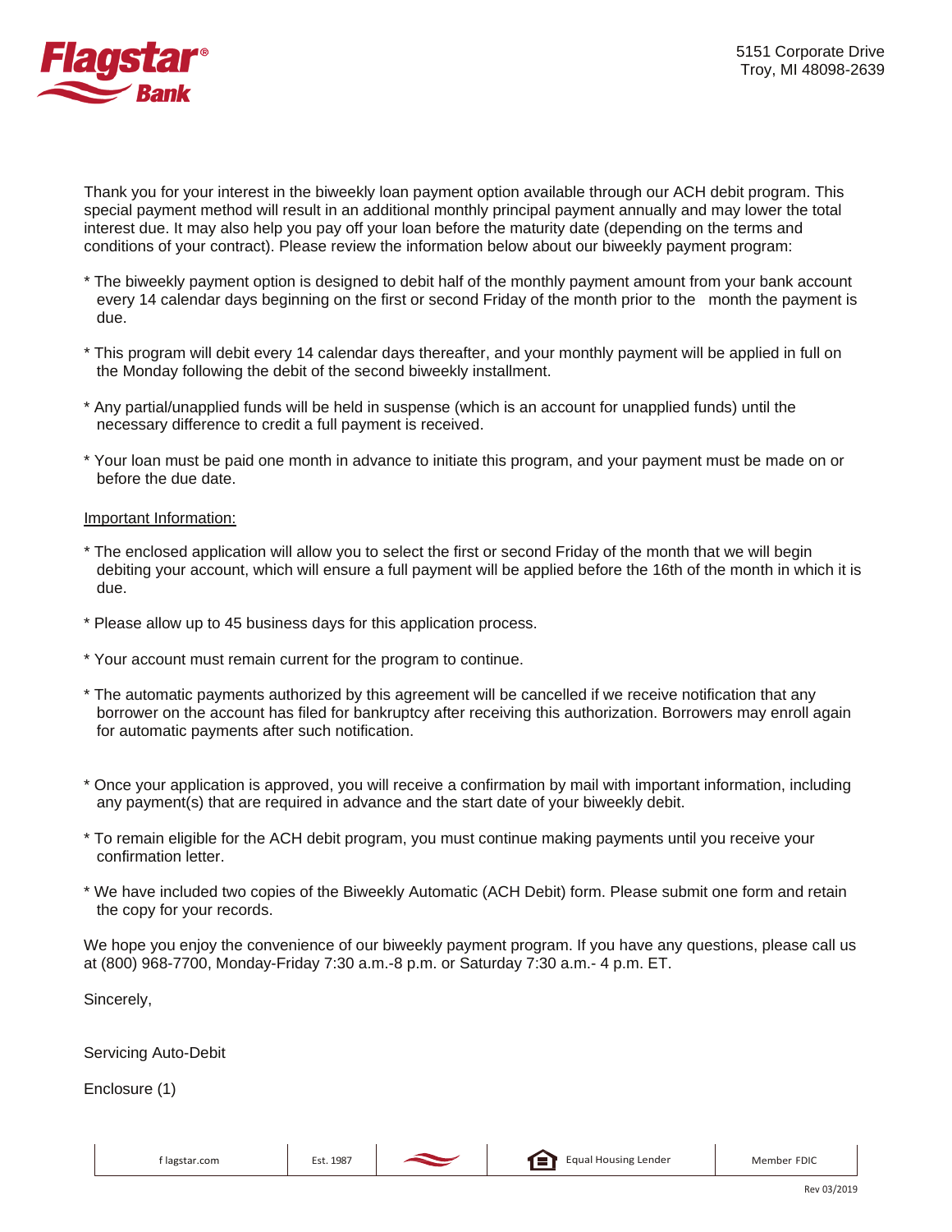Flagstar® Bank

5151 Corporate Drive
Troy, MI 48098-2639

Thank you for your interest in the biweekly loan payment option available through our ACH debit program. This special payment method will result in an additional monthly principal payment annually and may lower the total interest due. It may also help you pay off your loan before the maturity date (depending on the terms and conditions of your contract). Please review the information below about our biweekly payment program:

* The biweekly payment option is designed to debit half of the monthly payment amount from your bank account every 14 calendar days beginning on the first or second Friday of the month prior to the month the payment is due.

* This program will debit every 14 calendar days thereafter, and your monthly payment will be applied in full on the Monday following the debit of the second biweekly installment.

* Any partial/unapplied funds will be held in suspense (which is an account for unapplied funds) until the necessary difference to credit a full payment is received.

* Your loan must be paid one month in advance to initiate this program, and your payment must be made on or before the due date.

Important Information:

* The enclosed application will allow you to select the first or second Friday of the month that we will begin debiting your account, which will ensure a full payment will be applied before the 16th of the month in which it is due.

* Please allow up to 45 business days for this application process.

* Your account must remain current for the program to continue.

* The automatic payments authorized by this agreement will be cancelled if we receive notification that any borrower on the account has filed for bankruptcy after receiving this authorization. Borrowers may enroll again for automatic payments after such notification.

* Once your application is approved, you will receive a confirmation by mail with important information, including any payment(s) that are required in advance and the start date of your biweekly debit.

* To remain eligible for the ACH debit program, you must continue making payments until you receive your confirmation letter.

* We have included two copies of the Biweekly Automatic (ACH Debit) form. Please submit one form and retain the copy for your records.

We hope you enjoy the convenience of our biweekly payment program. If you have any questions, please call us at (800) 968-7700, Monday-Friday 7:30 a.m.-8 p.m. or Saturday 7:30 a.m.- 4 p.m. ET.

Sincerely,

Servicing Auto-Debit

Enclosure (1)

| flagstar.com | Est. 1987 | | Equal Housing Lender | Member FDIC |
|---|---|---|---|---|

Rev 03/2019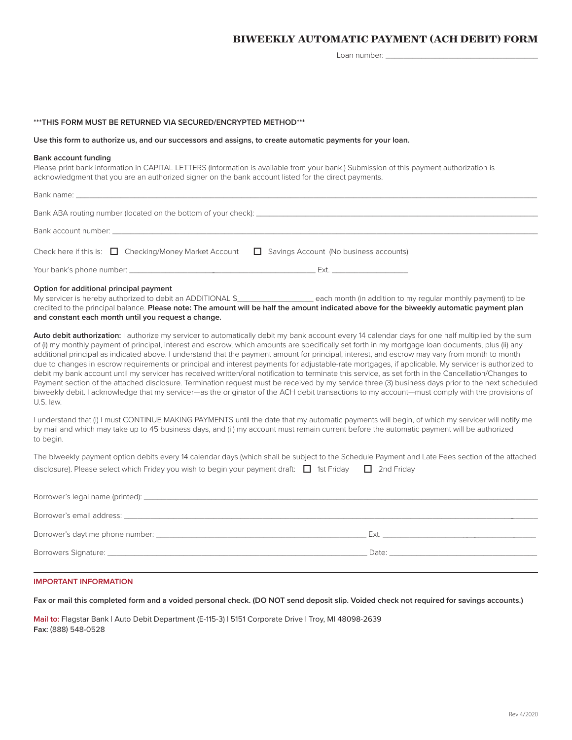# BIWEEKLY AUTOMATIC PAYMENT (ACH DEBIT) FORM

Loan number: ___________________________________

**\*\*\*THIS FORM MUST BE RETURNED VIA SECURED/ENCRYPTED METHOD\*\*\***

**Use this form to authorize us, and our successors and assigns, to create automatic payments for your loan.**

**Bank account funding**

Please print bank information in CAPITAL LETTERS (Information is available from your bank.) Submission of this payment authorization is acknowledgment that you are an authorized signer on the bank account listed for the direct payments.

Bank name: ___________________________________

Bank ABA routing number (located on the bottom of your check): ___________________________________

Bank account number: ___________________________________

Check here if this is: ☐ Checking/Money Market Account ☐ Savings Account (No business accounts)

Your bank's phone number: ___________________________________ Ext. ___________________

**Option for additional principal payment**

My servicer is hereby authorized to debit an ADDITIONAL $__________________ each month (in addition to my regular monthly payment) to be credited to the principal balance. **Please note: The amount will be half the amount indicated above for the biweekly automatic payment plan and constant each month until you request a change.**

**Auto debit authorization:** I authorize my servicer to automatically debit my bank account every 14 calendar days for one half multiplied by the sum of (i) my monthly payment of principal, interest and escrow, which amounts are specifically set forth in my mortgage loan documents, plus (ii) any additional principal as indicated above. I understand that the payment amount for principal, interest, and escrow may vary from month to month due to changes in escrow requirements or principal and interest payments for adjustable-rate mortgages, if applicable. My servicer is authorized to debit my bank account until my servicer has received written/oral notification to terminate this service, as set forth in the Cancellation/Changes to Payment section of the attached disclosure. Termination request must be received by my service three (3) business days prior to the next scheduled biweekly debit. I acknowledge that my servicer—as the originator of the ACH debit transactions to my account—must comply with the provisions of U.S. law.

I understand that (i) I must CONTINUE MAKING PAYMENTS until the date that my automatic payments will begin, of which my servicer will notify me by mail and which may take up to 45 business days, and (ii) my account must remain current before the automatic payment will be authorized to begin.

The biweekly payment option debits every 14 calendar days (which shall be subject to the Schedule Payment and Late Fees section of the attached disclosure). Please select which Friday you wish to begin your payment draft: ☐ 1st Friday ☐ 2nd Friday

Borrower's legal name (printed): ___________________________________

Borrower's email address: ___________________________________

Borrower's daytime phone number: ___________________________________ Ext. ___________________

Borrowers Signature: ___________________________________ Date: ___________________

---

## IMPORTANT INFORMATION

**Fax or mail this completed form and a voided personal check. (DO NOT send deposit slip. Voided check not required for savings accounts.)**

Mail to: Flagstar Bank | Auto Debit Department (E-115-3) | 5151 Corporate Drive | Troy, MI 48098-2639
**Fax:** (888) 548-0528

Rev 4/2020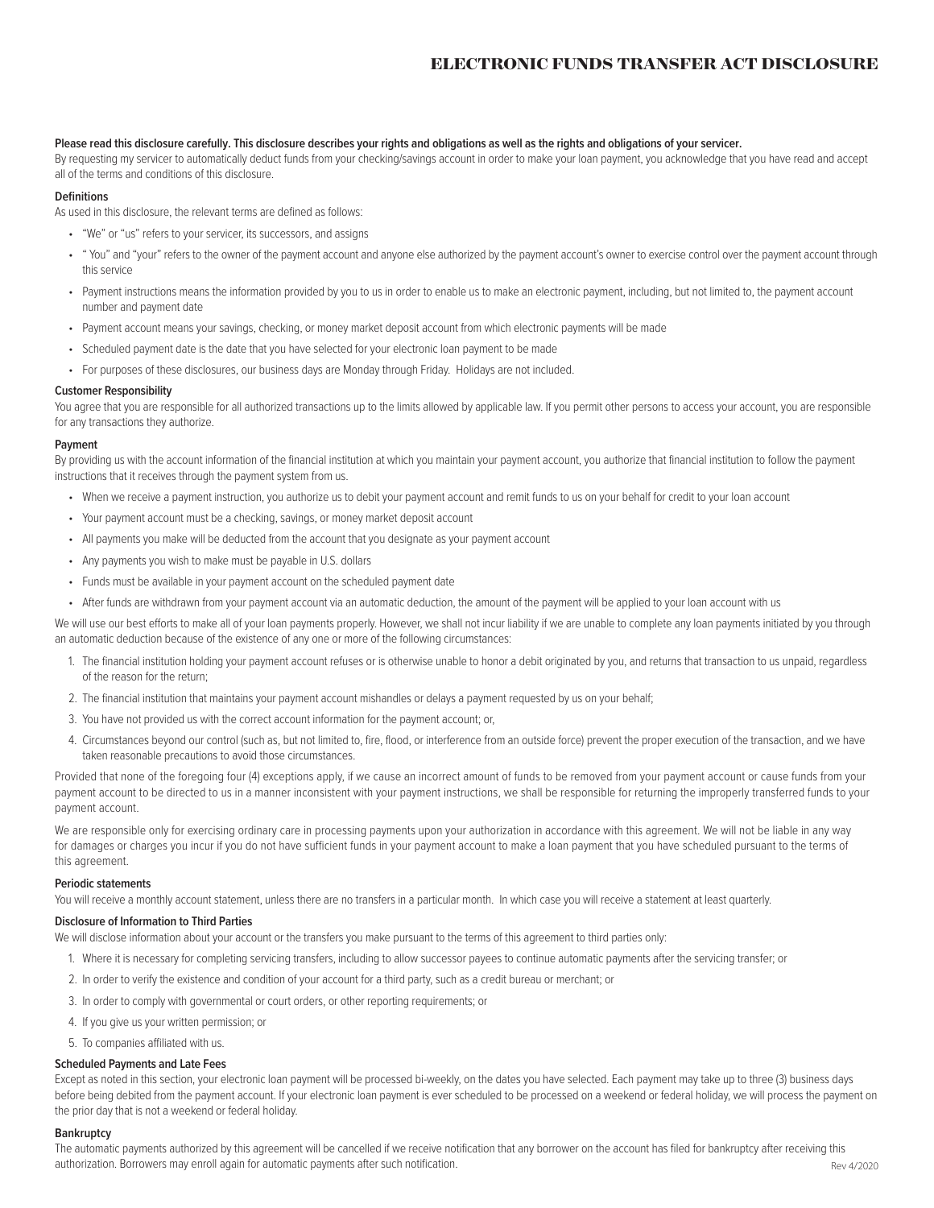# ELECTRONIC FUNDS TRANSFER ACT DISCLOSURE

**Please read this disclosure carefully. This disclosure describes your rights and obligations as well as the rights and obligations of your servicer.**

By requesting my servicer to automatically deduct funds from your checking/savings account in order to make your loan payment, you acknowledge that you have read and accept all of the terms and conditions of this disclosure.

**Definitions**

As used in this disclosure, the relevant terms are defined as follows:

- "We" or "us" refers to your servicer, its successors, and assigns
- " You" and "your" refers to the owner of the payment account and anyone else authorized by the payment account's owner to exercise control over the payment account through this service
- Payment instructions means the information provided by you to us in order to enable us to make an electronic payment, including, but not limited to, the payment account number and payment date
- Payment account means your savings, checking, or money market deposit account from which electronic payments will be made
- Scheduled payment date is the date that you have selected for your electronic loan payment to be made
- For purposes of these disclosures, our business days are Monday through Friday. Holidays are not included.

**Customer Responsibility**

You agree that you are responsible for all authorized transactions up to the limits allowed by applicable law. If you permit other persons to access your account, you are responsible for any transactions they authorize.

**Payment**

By providing us with the account information of the financial institution at which you maintain your payment account, you authorize that financial institution to follow the payment instructions that it receives through the payment system from us.

- When we receive a payment instruction, you authorize us to debit your payment account and remit funds to us on your behalf for credit to your loan account
- Your payment account must be a checking, savings, or money market deposit account
- All payments you make will be deducted from the account that you designate as your payment account
- Any payments you wish to make must be payable in U.S. dollars
- Funds must be available in your payment account on the scheduled payment date
- After funds are withdrawn from your payment account via an automatic deduction, the amount of the payment will be applied to your loan account with us

We will use our best efforts to make all of your loan payments properly. However, we shall not incur liability if we are unable to complete any loan payments initiated by you through an automatic deduction because of the existence of any one or more of the following circumstances:

1. The financial institution holding your payment account refuses or is otherwise unable to honor a debit originated by you, and returns that transaction to us unpaid, regardless of the reason for the return;
2. The financial institution that maintains your payment account mishandles or delays a payment requested by us on your behalf;
3. You have not provided us with the correct account information for the payment account; or,
4. Circumstances beyond our control (such as, but not limited to, fire, flood, or interference from an outside force) prevent the proper execution of the transaction, and we have taken reasonable precautions to avoid those circumstances.

Provided that none of the foregoing four (4) exceptions apply, if we cause an incorrect amount of funds to be removed from your payment account or cause funds from your payment account to be directed to us in a manner inconsistent with your payment instructions, we shall be responsible for returning the improperly transferred funds to your payment account.

We are responsible only for exercising ordinary care in processing payments upon your authorization in accordance with this agreement. We will not be liable in any way for damages or charges you incur if you do not have sufficient funds in your payment account to make a loan payment that you have scheduled pursuant to the terms of this agreement.

**Periodic statements**

You will receive a monthly account statement, unless there are no transfers in a particular month. In which case you will receive a statement at least quarterly.

**Disclosure of Information to Third Parties**

We will disclose information about your account or the transfers you make pursuant to the terms of this agreement to third parties only:

1. Where it is necessary for completing servicing transfers, including to allow successor payees to continue automatic payments after the servicing transfer; or
2. In order to verify the existence and condition of your account for a third party, such as a credit bureau or merchant; or
3. In order to comply with governmental or court orders, or other reporting requirements; or
4. If you give us your written permission; or
5. To companies affiliated with us.

**Scheduled Payments and Late Fees**

Except as noted in this section, your electronic loan payment will be processed bi-weekly, on the dates you have selected. Each payment may take up to three (3) business days before being debited from the payment account. If your electronic loan payment is ever scheduled to be processed on a weekend or federal holiday, we will process the payment on the prior day that is not a weekend or federal holiday.

**Bankruptcy**

The automatic payments authorized by this agreement will be cancelled if we receive notification that any borrower on the account has filed for bankruptcy after receiving this authorization. Borrowers may enroll again for automatic payments after such notification.

Rev 4/2020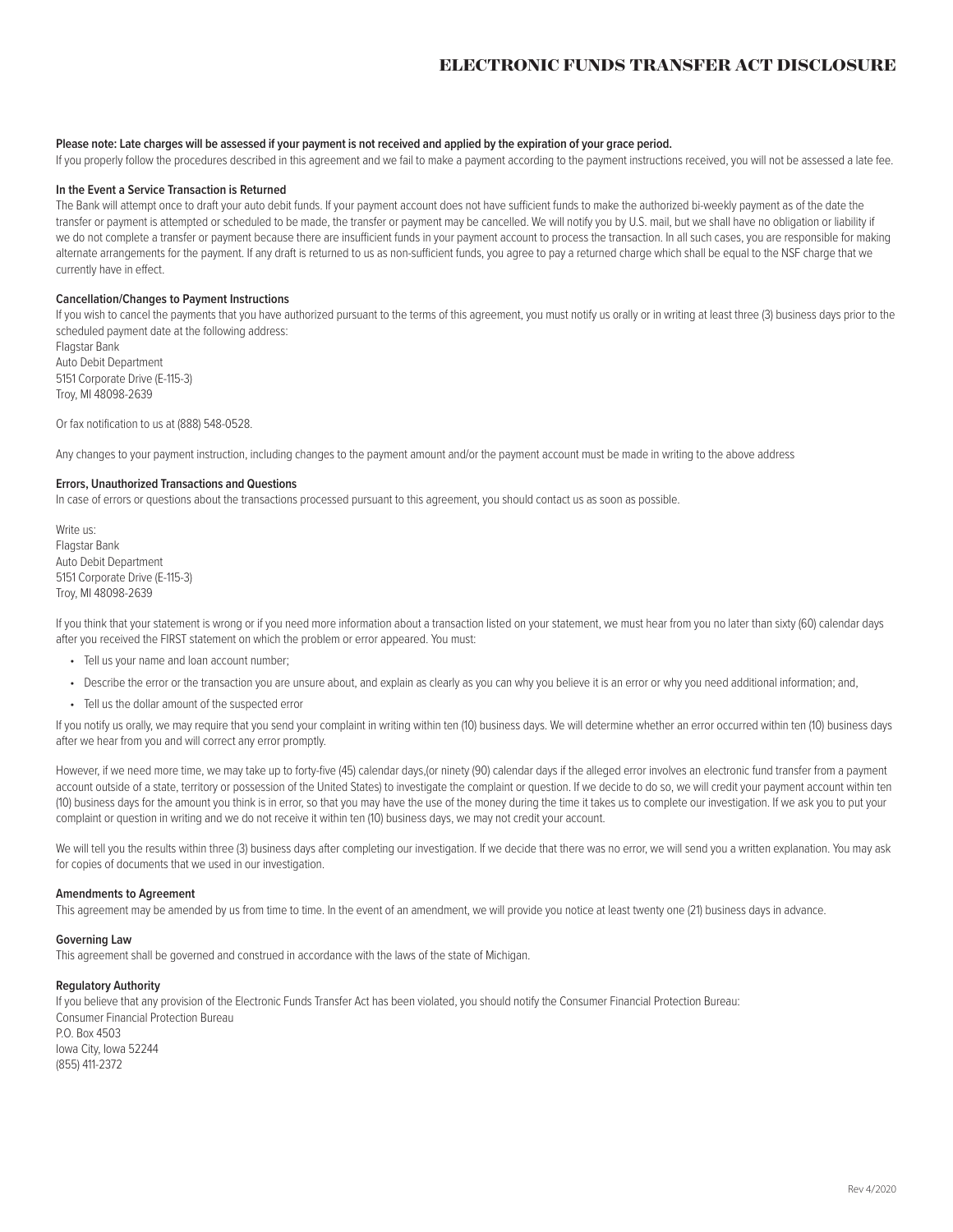# ELECTRONIC FUNDS TRANSFER ACT DISCLOSURE

**Please note: Late charges will be assessed if your payment is not received and applied by the expiration of your grace period.**

If you properly follow the procedures described in this agreement and we fail to make a payment according to the payment instructions received, you will not be assessed a late fee.

**In the Event a Service Transaction is Returned**

The Bank will attempt once to draft your auto debit funds. If your payment account does not have sufficient funds to make the authorized bi-weekly payment as of the date the transfer or payment is attempted or scheduled to be made, the transfer or payment may be cancelled. We will notify you by U.S. mail, but we shall have no obligation or liability if we do not complete a transfer or payment because there are insufficient funds in your payment account to process the transaction. In all such cases, you are responsible for making alternate arrangements for the payment. If any draft is returned to us as non-sufficient funds, you agree to pay a returned charge which shall be equal to the NSF charge that we currently have in effect.

**Cancellation/Changes to Payment Instructions**

If you wish to cancel the payments that you have authorized pursuant to the terms of this agreement, you must notify us orally or in writing at least three (3) business days prior to the scheduled payment date at the following address:

Flagstar Bank
Auto Debit Department
5151 Corporate Drive (E-115-3)
Troy, MI 48098-2639

Or fax notification to us at (888) 548-0528.

Any changes to your payment instruction, including changes to the payment amount and/or the payment account must be made in writing to the above address

**Errors, Unauthorized Transactions and Questions**

In case of errors or questions about the transactions processed pursuant to this agreement, you should contact us as soon as possible.

Write us:
Flagstar Bank
Auto Debit Department
5151 Corporate Drive (E-115-3)
Troy, MI 48098-2639

If you think that your statement is wrong or if you need more information about a transaction listed on your statement, we must hear from you no later than sixty (60) calendar days after you received the FIRST statement on which the problem or error appeared. You must:

- Tell us your name and loan account number;
- Describe the error or the transaction you are unsure about, and explain as clearly as you can why you believe it is an error or why you need additional information; and,
- Tell us the dollar amount of the suspected error

If you notify us orally, we may require that you send your complaint in writing within ten (10) business days. We will determine whether an error occurred within ten (10) business days after we hear from you and will correct any error promptly.

However, if we need more time, we may take up to forty-five (45) calendar days,(or ninety (90) calendar days if the alleged error involves an electronic fund transfer from a payment account outside of a state, territory or possession of the United States) to investigate the complaint or question. If we decide to do so, we will credit your payment account within ten (10) business days for the amount you think is in error, so that you may have the use of the money during the time it takes us to complete our investigation. If we ask you to put your complaint or question in writing and we do not receive it within ten (10) business days, we may not credit your account.

We will tell you the results within three (3) business days after completing our investigation. If we decide that there was no error, we will send you a written explanation. You may ask for copies of documents that we used in our investigation.

**Amendments to Agreement**

This agreement may be amended by us from time to time. In the event of an amendment, we will provide you notice at least twenty one (21) business days in advance.

**Governing Law**

This agreement shall be governed and construed in accordance with the laws of the state of Michigan.

**Regulatory Authority**

If you believe that any provision of the Electronic Funds Transfer Act has been violated, you should notify the Consumer Financial Protection Bureau:
Consumer Financial Protection Bureau
P.O. Box 4503
Iowa City, Iowa 52244
(855) 411-2372

Rev 4/2020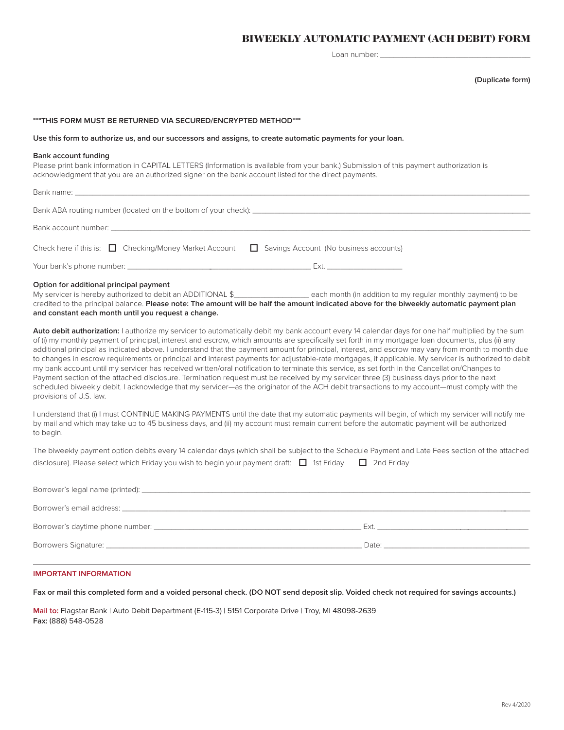# BIWEEKLY AUTOMATIC PAYMENT (ACH DEBIT) FORM

Loan number: ___________________________________

**(Duplicate form)**

**\*\*\*THIS FORM MUST BE RETURNED VIA SECURED/ENCRYPTED METHOD\*\*\***

**Use this form to authorize us, and our successors and assigns, to create automatic payments for your loan.**

**Bank account funding**

Please print bank information in CAPITAL LETTERS (Information is available from your bank.) Submission of this payment authorization is acknowledgment that you are an authorized signer on the bank account listed for the direct payments.

Bank name: ___________________________________

Bank ABA routing number (located on the bottom of your check): ___________________________________

Bank account number: ___________________________________

Check here if this is: ☐ Checking/Money Market Account ☐ Savings Account (No business accounts)

Your bank's phone number: ___________________________________ Ext. __________________

**Option for additional principal payment**

My servicer is hereby authorized to debit an ADDITIONAL $__________________ each month (in addition to my regular monthly payment) to be credited to the principal balance. **Please note: The amount will be half the amount indicated above for the biweekly automatic payment plan and constant each month until you request a change.**

**Auto debit authorization:** I authorize my servicer to automatically debit my bank account every 14 calendar days for one half multiplied by the sum of (i) my monthly payment of principal, interest and escrow, which amounts are specifically set forth in my mortgage loan documents, plus (ii) any additional principal as indicated above. I understand that the payment amount for principal, interest, and escrow may vary from month to month due to changes in escrow requirements or principal and interest payments for adjustable-rate mortgages, if applicable. My servicer is authorized to debit my bank account until my servicer has received written/oral notification to terminate this service, as set forth in the Cancellation/Changes to Payment section of the attached disclosure. Termination request must be received by my servicer three (3) business days prior to the next scheduled biweekly debit. I acknowledge that my servicer—as the originator of the ACH debit transactions to my account—must comply with the provisions of U.S. law.

I understand that (i) I must CONTINUE MAKING PAYMENTS until the date that my automatic payments will begin, of which my servicer will notify me by mail and which may take up to 45 business days, and (ii) my account must remain current before the automatic payment will be authorized to begin.

The biweekly payment option debits every 14 calendar days (which shall be subject to the Schedule Payment and Late Fees section of the attached disclosure). Please select which Friday you wish to begin your payment draft: ☐ 1st Friday ☐ 2nd Friday

Borrower's legal name (printed): ___________________________________

Borrower's email address: ___________________________________

Borrower's daytime phone number: ___________________________________ Ext. __________________

Borrowers Signature: ___________________________________ Date: __________________

---

**IMPORTANT INFORMATION**

**Fax or mail this completed form and a voided personal check. (DO NOT send deposit slip. Voided check not required for savings accounts.)**

**Mail to:** Flagstar Bank | Auto Debit Department (E-115-3) | 5151 Corporate Drive | Troy, MI 48098-2639
**Fax:** (888) 548-0528

Rev 4/2020